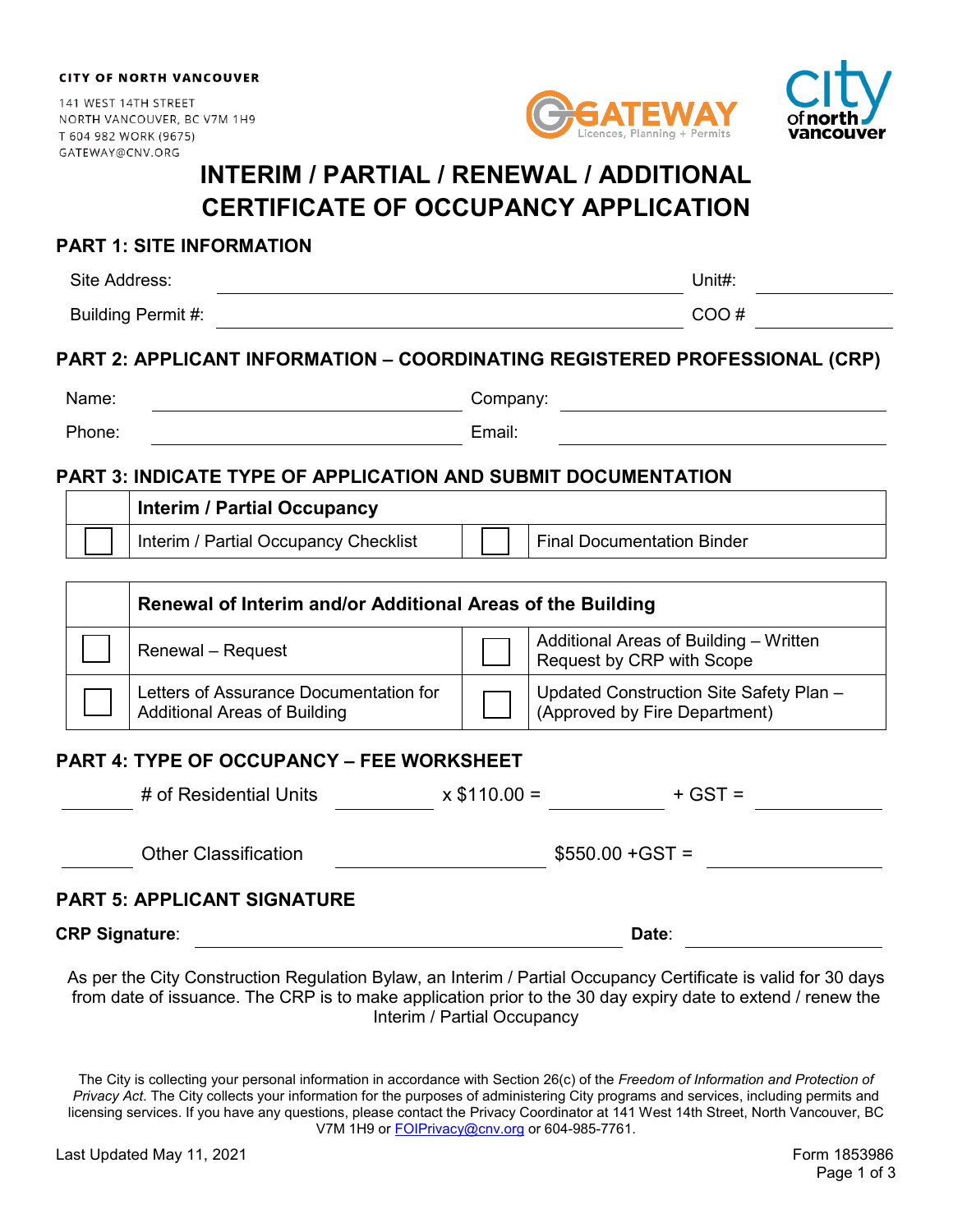**CITY OF NORTH VANCOUVER**

141 WEST 14TH STREET
NORTH VANCOUVER, BC V7M 1H9
T 604 982 WORK (9675)
GATEWAY@CNV.ORG

GATEWAY Licences, Planning + Permits

city of north vancouver

# INTERIM / PARTIAL / RENEWAL / ADDITIONAL CERTIFICATE OF OCCUPANCY APPLICATION

## PART 1: SITE INFORMATION

Site Address: ______________________ Unit#: __________

Building Permit #: ______________________ COO # __________

## PART 2: APPLICANT INFORMATION – COORDINATING REGISTERED PROFESSIONAL (CRP)

Name: ______________________ Company: ______________________

Phone: ______________________ Email: ______________________

## PART 3: INDICATE TYPE OF APPLICATION AND SUBMIT DOCUMENTATION

| | **Interim / Partial Occupancy** | | |
|---|---|---|---|
| ☐ | Interim / Partial Occupancy Checklist | ☐ | Final Documentation Binder |

| | **Renewal of Interim and/or Additional Areas of the Building** | | |
|---|---|---|---|
| ☐ | Renewal – Request | ☐ | Additional Areas of Building – Written Request by CRP with Scope |
| ☐ | Letters of Assurance Documentation for Additional Areas of Building | ☐ | Updated Construction Site Safety Plan – (Approved by Fire Department) |

## PART 4: TYPE OF OCCUPANCY – FEE WORKSHEET

________ # of Residential Units __________ x $110.00 = __________ + GST = __________

________ Other Classification ______________ $550.00 +GST = __________

## PART 5: APPLICANT SIGNATURE

**CRP Signature**: ______________________ **Date**: __________

As per the City Construction Regulation Bylaw, an Interim / Partial Occupancy Certificate is valid for 30 days from date of issuance. The CRP is to make application prior to the 30 day expiry date to extend / renew the Interim / Partial Occupancy

The City is collecting your personal information in accordance with Section 26(c) of the *Freedom of Information and Protection of Privacy Act*. The City collects your information for the purposes of administering City programs and services, including permits and licensing services. If you have any questions, please contact the Privacy Coordinator at 141 West 14th Street, North Vancouver, BC V7M 1H9 or FOIPrivacy@cnv.org or 604-985-7761.

Last Updated May 11, 2021

Form 1853986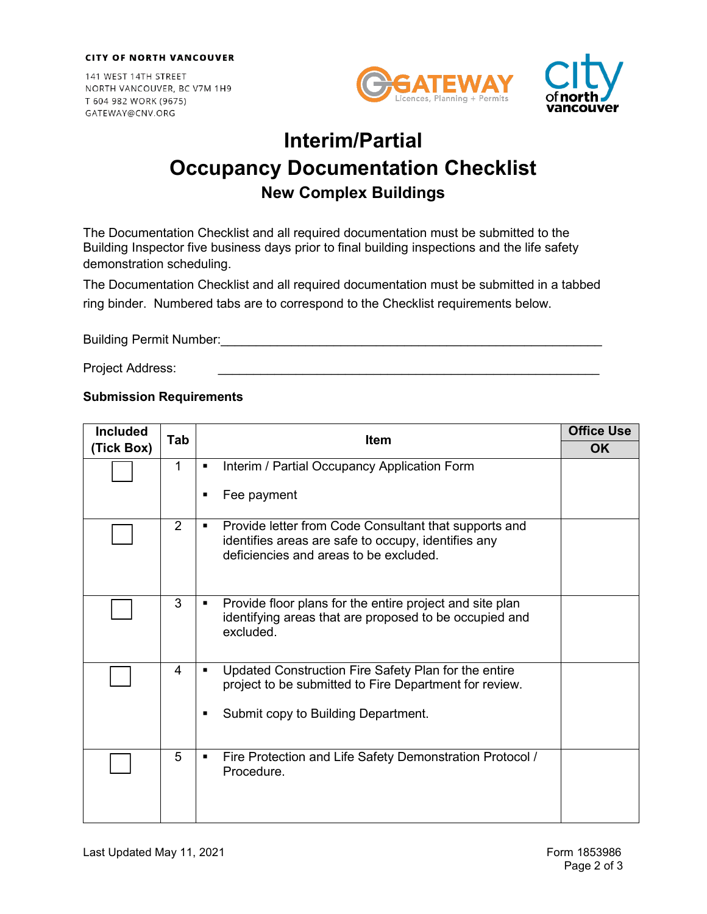CITY OF NORTH VANCOUVER

141 WEST 14TH STREET
NORTH VANCOUVER, BC V7M 1H9
T 604 982 WORK (9675)
GATEWAY@CNV.ORG

# Interim/Partial Occupancy Documentation Checklist

## New Complex Buildings

The Documentation Checklist and all required documentation must be submitted to the Building Inspector five business days prior to final building inspections and the life safety demonstration scheduling.

The Documentation Checklist and all required documentation must be submitted in a tabbed ring binder. Numbered tabs are to correspond to the Checklist requirements below.

Building Permit Number:_______________________________________________________

Project Address: _______________________________________________________

**Submission Requirements**

| Included (Tick Box) | Tab | Item | Office Use OK |
|---|---|---|---|
| ☐ | 1 | ▪ Interim / Partial Occupancy Application Form<br>▪ Fee payment | |
| ☐ | 2 | ▪ Provide letter from Code Consultant that supports and identifies areas are safe to occupy, identifies any deficiencies and areas to be excluded. | |
| ☐ | 3 | ▪ Provide floor plans for the entire project and site plan identifying areas that are proposed to be occupied and excluded. | |
| ☐ | 4 | ▪ Updated Construction Fire Safety Plan for the entire project to be submitted to Fire Department for review.<br>▪ Submit copy to Building Department. | |
| ☐ | 5 | ▪ Fire Protection and Life Safety Demonstration Protocol / Procedure. | |

Last Updated May 11, 2021

Form 1853986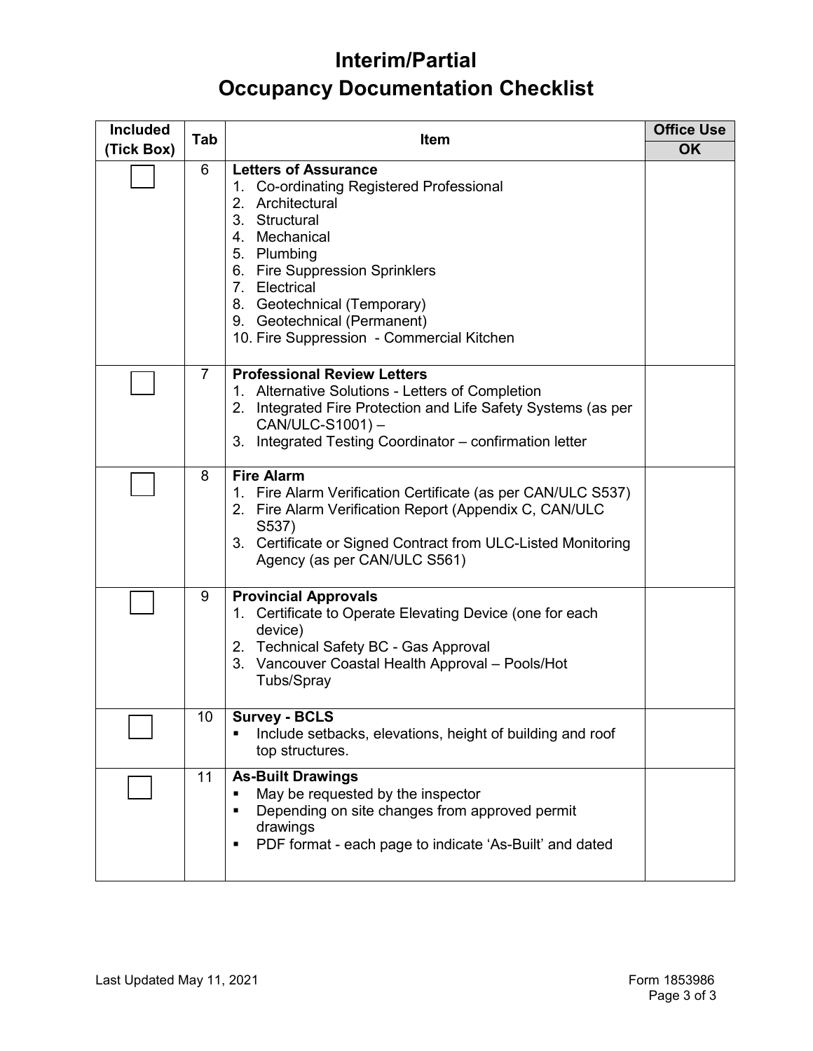# Interim/Partial Occupancy Documentation Checklist

| Included (Tick Box) | Tab | Item | Office Use OK |
|---|---|---|---|
| ☐ | 6 | **Letters of Assurance**<br>1. Co-ordinating Registered Professional<br>2. Architectural<br>3. Structural<br>4. Mechanical<br>5. Plumbing<br>6. Fire Suppression Sprinklers<br>7. Electrical<br>8. Geotechnical (Temporary)<br>9. Geotechnical (Permanent)<br>10. Fire Suppression - Commercial Kitchen | |
| ☐ | 7 | **Professional Review Letters**<br>1. Alternative Solutions - Letters of Completion<br>2. Integrated Fire Protection and Life Safety Systems (as per CAN/ULC-S1001) –<br>3. Integrated Testing Coordinator – confirmation letter | |
| ☐ | 8 | **Fire Alarm**<br>1. Fire Alarm Verification Certificate (as per CAN/ULC S537)<br>2. Fire Alarm Verification Report (Appendix C, CAN/ULC S537)<br>3. Certificate or Signed Contract from ULC-Listed Monitoring Agency (as per CAN/ULC S561) | |
| ☐ | 9 | **Provincial Approvals**<br>1. Certificate to Operate Elevating Device (one for each device)<br>2. Technical Safety BC - Gas Approval<br>3. Vancouver Coastal Health Approval – Pools/Hot Tubs/Spray | |
| ☐ | 10 | **Survey - BCLS**<br>▪ Include setbacks, elevations, height of building and roof top structures. | |
| ☐ | 11 | **As-Built Drawings**<br>▪ May be requested by the inspector<br>▪ Depending on site changes from approved permit drawings<br>▪ PDF format - each page to indicate 'As-Built' and dated | |

Last Updated May 11, 2021

Form 1853986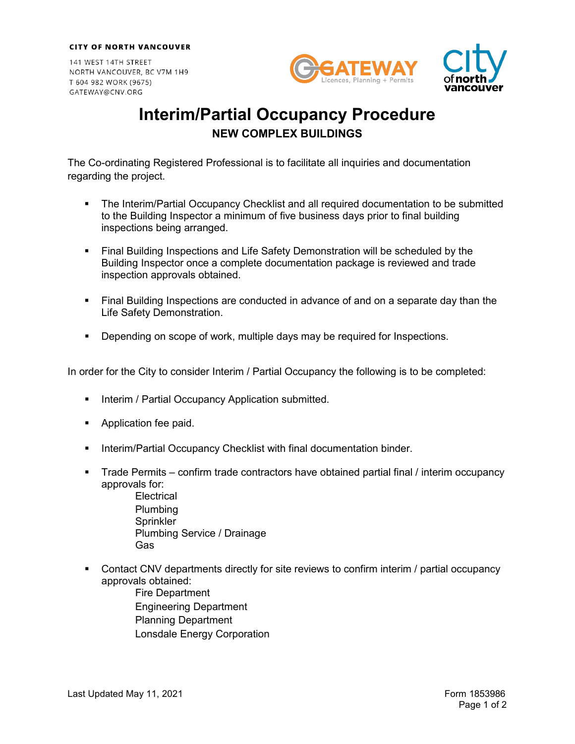CITY OF NORTH VANCOUVER

141 WEST 14TH STREET
NORTH VANCOUVER, BC V7M 1H9
T 604 982 WORK (9675)
GATEWAY@CNV.ORG

# Interim/Partial Occupancy Procedure

## NEW COMPLEX BUILDINGS

The Co-ordinating Registered Professional is to facilitate all inquiries and documentation regarding the project.

- The Interim/Partial Occupancy Checklist and all required documentation to be submitted to the Building Inspector a minimum of five business days prior to final building inspections being arranged.
- Final Building Inspections and Life Safety Demonstration will be scheduled by the Building Inspector once a complete documentation package is reviewed and trade inspection approvals obtained.
- Final Building Inspections are conducted in advance of and on a separate day than the Life Safety Demonstration.
- Depending on scope of work, multiple days may be required for Inspections.

In order for the City to consider Interim / Partial Occupancy the following is to be completed:

- Interim / Partial Occupancy Application submitted.
- Application fee paid.
- Interim/Partial Occupancy Checklist with final documentation binder.
- Trade Permits – confirm trade contractors have obtained partial final / interim occupancy approvals for:
  - Electrical
  - Plumbing
  - Sprinkler
  - Plumbing Service / Drainage
  - Gas
- Contact CNV departments directly for site reviews to confirm interim / partial occupancy approvals obtained:
  - Fire Department
  - Engineering Department
  - Planning Department
  - Lonsdale Energy Corporation

Last Updated May 11, 2021

Form 1853986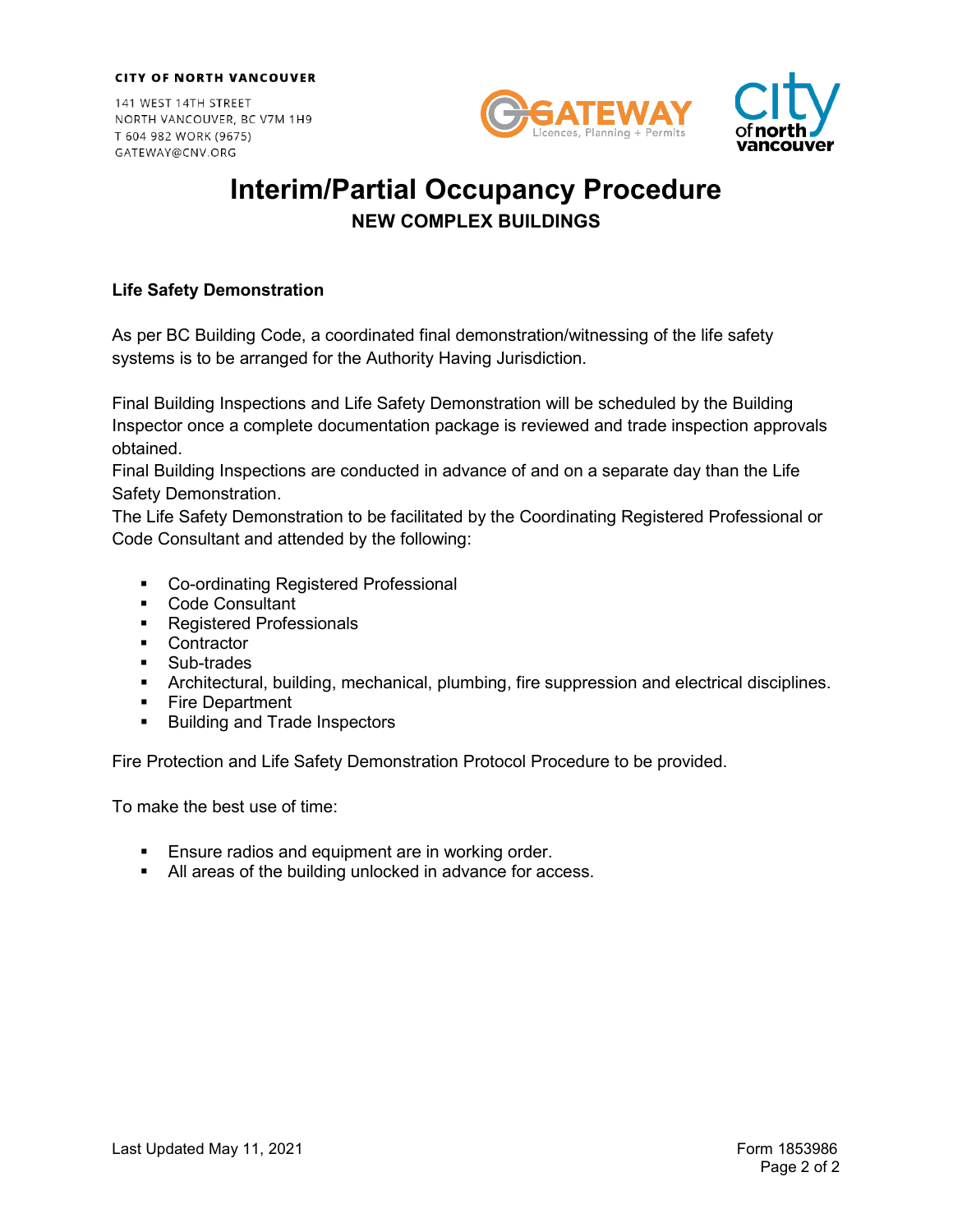CITY OF NORTH VANCOUVER

141 WEST 14TH STREET
NORTH VANCOUVER, BC V7M 1H9
T 604 982 WORK (9675)
GATEWAY@CNV.ORG

# Interim/Partial Occupancy Procedure

## NEW COMPLEX BUILDINGS

### Life Safety Demonstration

As per BC Building Code, a coordinated final demonstration/witnessing of the life safety systems is to be arranged for the Authority Having Jurisdiction.

Final Building Inspections and Life Safety Demonstration will be scheduled by the Building Inspector once a complete documentation package is reviewed and trade inspection approvals obtained.
Final Building Inspections are conducted in advance of and on a separate day than the Life Safety Demonstration.
The Life Safety Demonstration to be facilitated by the Coordinating Registered Professional or Code Consultant and attended by the following:

- Co-ordinating Registered Professional
- Code Consultant
- Registered Professionals
- Contractor
- Sub-trades
- Architectural, building, mechanical, plumbing, fire suppression and electrical disciplines.
- Fire Department
- Building and Trade Inspectors

Fire Protection and Life Safety Demonstration Protocol Procedure to be provided.

To make the best use of time:

- Ensure radios and equipment are in working order.
- All areas of the building unlocked in advance for access.

Last Updated May 11, 2021

Form 1853986